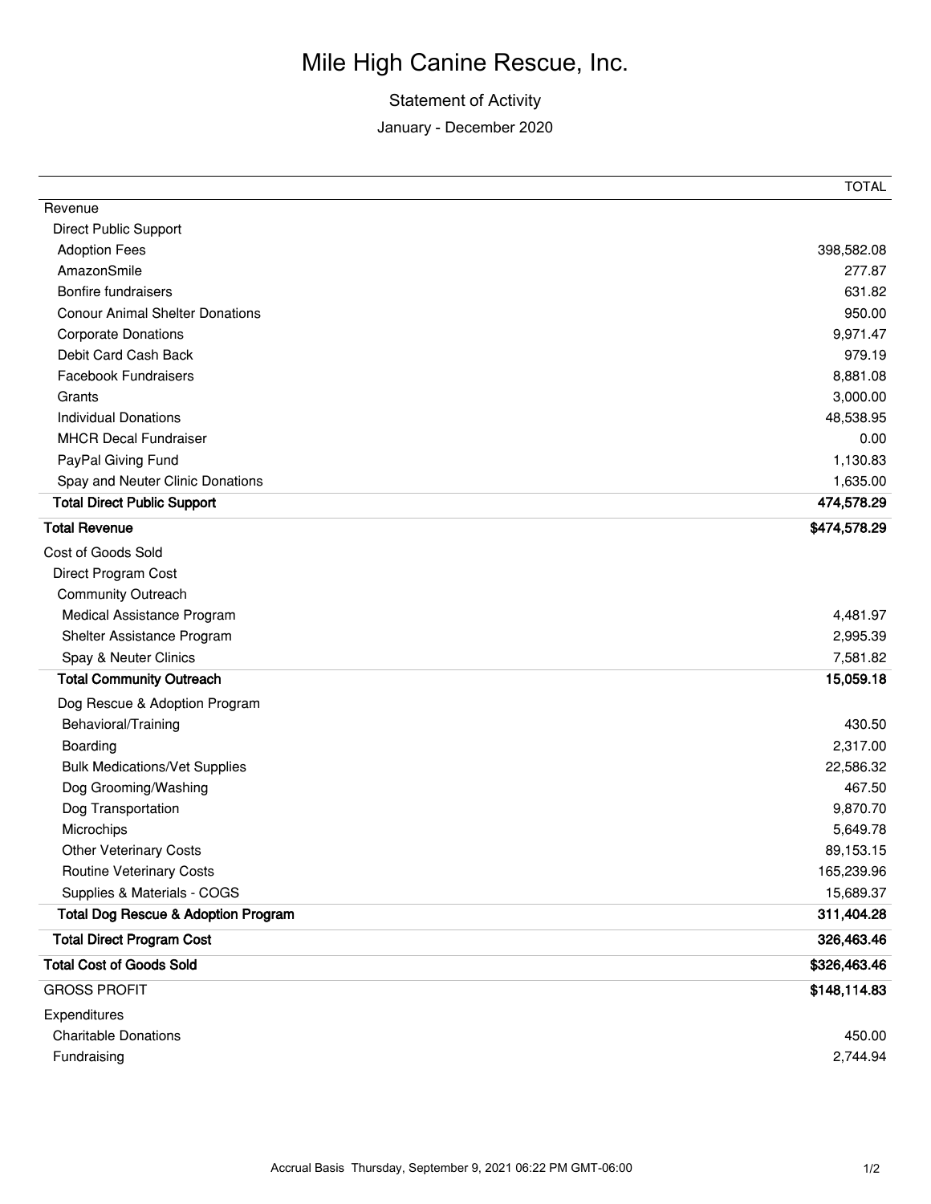# Mile High Canine Rescue, Inc.

Statement of Activity

January - December 2020

| | TOTAL |
|---|---|
| Revenue | |
| Direct Public Support | |
| Adoption Fees | 398,582.08 |
| AmazonSmile | 277.87 |
| Bonfire fundraisers | 631.82 |
| Conour Animal Shelter Donations | 950.00 |
| Corporate Donations | 9,971.47 |
| Debit Card Cash Back | 979.19 |
| Facebook Fundraisers | 8,881.08 |
| Grants | 3,000.00 |
| Individual Donations | 48,538.95 |
| MHCR Decal Fundraiser | 0.00 |
| PayPal Giving Fund | 1,130.83 |
| Spay and Neuter Clinic Donations | 1,635.00 |
| **Total Direct Public Support** | **474,578.29** |
| **Total Revenue** | **$474,578.29** |
| Cost of Goods Sold | |
| Direct Program Cost | |
| Community Outreach | |
| Medical Assistance Program | 4,481.97 |
| Shelter Assistance Program | 2,995.39 |
| Spay & Neuter Clinics | 7,581.82 |
| **Total Community Outreach** | **15,059.18** |
| Dog Rescue & Adoption Program | |
| Behavioral/Training | 430.50 |
| Boarding | 2,317.00 |
| Bulk Medications/Vet Supplies | 22,586.32 |
| Dog Grooming/Washing | 467.50 |
| Dog Transportation | 9,870.70 |
| Microchips | 5,649.78 |
| Other Veterinary Costs | 89,153.15 |
| Routine Veterinary Costs | 165,239.96 |
| Supplies & Materials - COGS | 15,689.37 |
| **Total Dog Rescue & Adoption Program** | **311,404.28** |
| **Total Direct Program Cost** | **326,463.46** |
| **Total Cost of Goods Sold** | **$326,463.46** |
| GROSS PROFIT | **$148,114.83** |
| Expenditures | |
| Charitable Donations | 450.00 |
| Fundraising | 2,744.94 |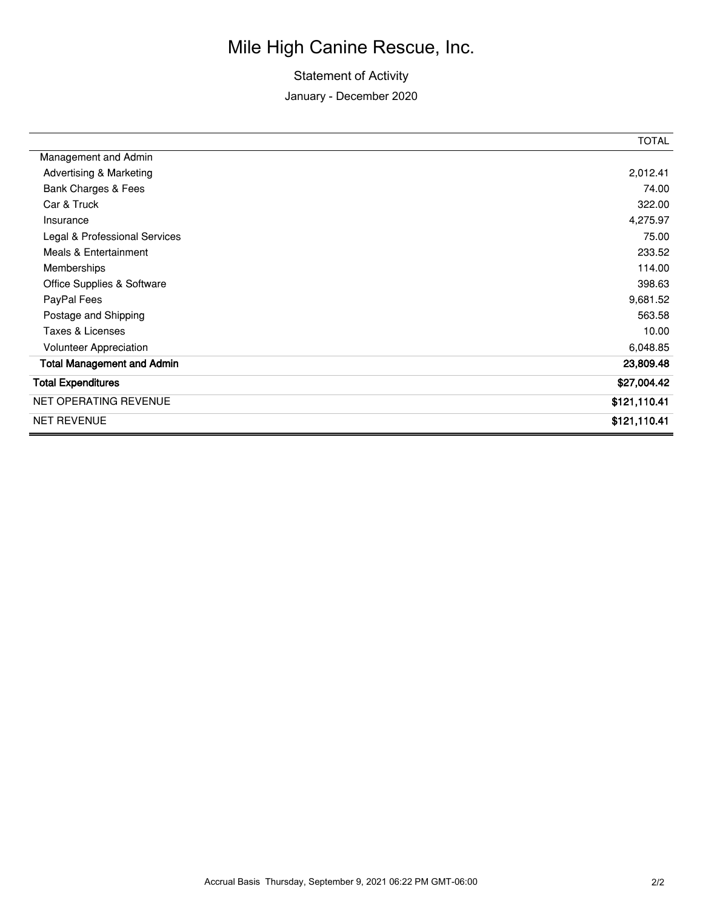# Mile High Canine Rescue, Inc.

## Statement of Activity

January - December 2020

| | TOTAL |
| --- | --- |
| Management and Admin | |
| Advertising & Marketing | 2,012.41 |
| Bank Charges & Fees | 74.00 |
| Car & Truck | 322.00 |
| Insurance | 4,275.97 |
| Legal & Professional Services | 75.00 |
| Meals & Entertainment | 233.52 |
| Memberships | 114.00 |
| Office Supplies & Software | 398.63 |
| PayPal Fees | 9,681.52 |
| Postage and Shipping | 563.58 |
| Taxes & Licenses | 10.00 |
| Volunteer Appreciation | 6,048.85 |
| **Total Management and Admin** | **23,809.48** |
| **Total Expenditures** | **$27,004.42** |
| NET OPERATING REVENUE | **$121,110.41** |
| NET REVENUE | **$121,110.41** |

Accrual Basis Thursday, September 9, 2021 06:22 PM GMT-06:00